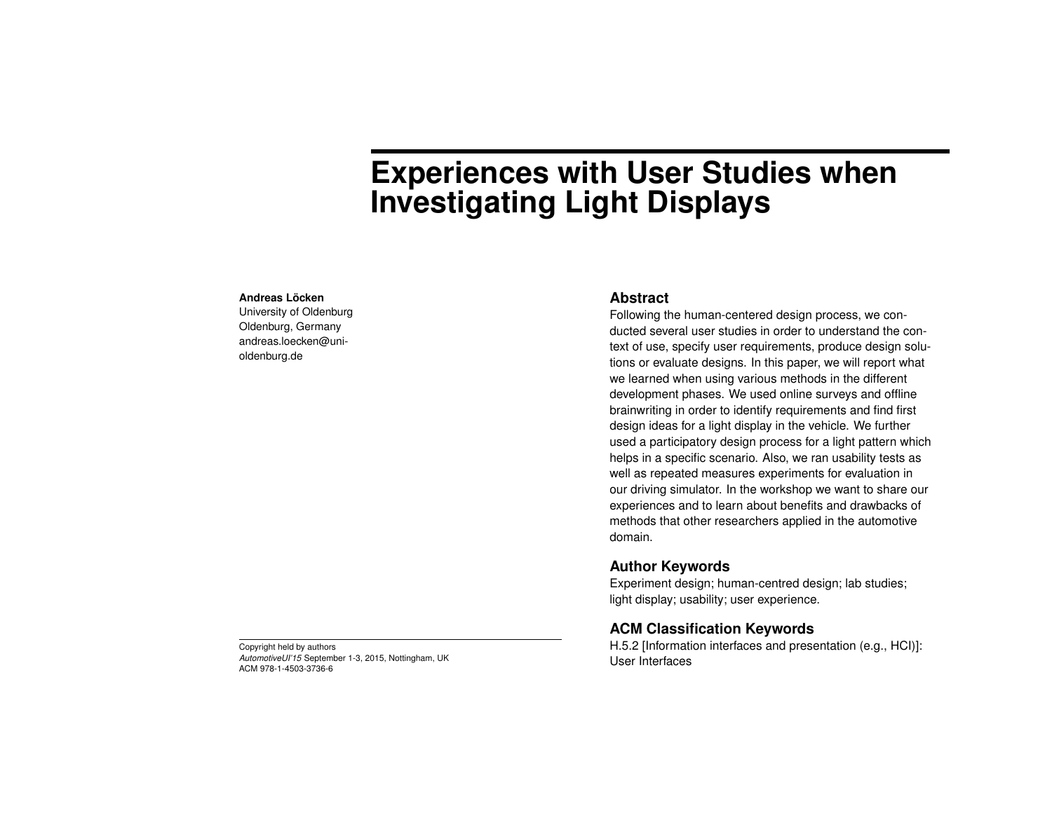# Experiences with User Studies when Investigating Light Displays

**Andreas Löcken**
University of Oldenburg
Oldenburg, Germany
andreas.loecken@uni-oldenburg.de

Copyright held by authors
*AutomotiveUI'15* September 1-3, 2015, Nottingham, UK
ACM 978-1-4503-3736-6

## Abstract

Following the human-centered design process, we conducted several user studies in order to understand the context of use, specify user requirements, produce design solutions or evaluate designs. In this paper, we will report what we learned when using various methods in the different development phases. We used online surveys and offline brainwriting in order to identify requirements and find first design ideas for a light display in the vehicle. We further used a participatory design process for a light pattern which helps in a specific scenario. Also, we ran usability tests as well as repeated measures experiments for evaluation in our driving simulator. In the workshop we want to share our experiences and to learn about benefits and drawbacks of methods that other researchers applied in the automotive domain.

## Author Keywords

Experiment design; human-centred design; lab studies; light display; usability; user experience.

## ACM Classification Keywords

H.5.2 [Information interfaces and presentation (e.g., HCI)]: User Interfaces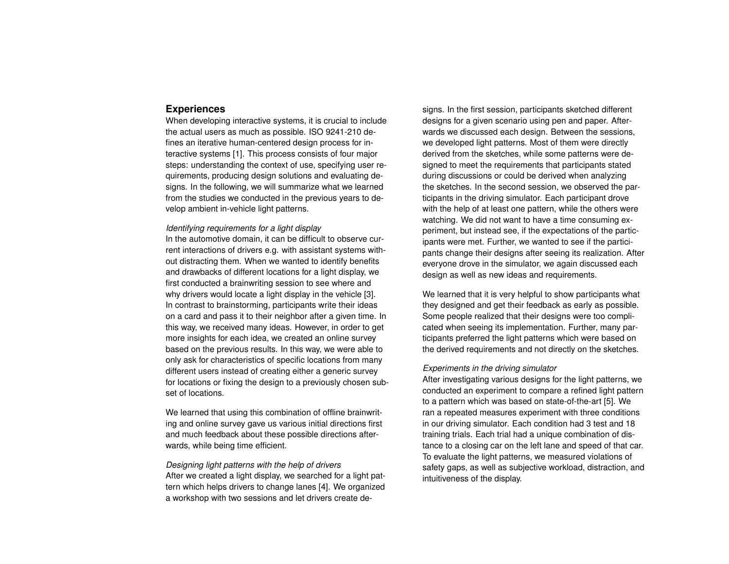## Experiences

When developing interactive systems, it is crucial to include the actual users as much as possible. ISO 9241-210 defines an iterative human-centered design process for interactive systems [1]. This process consists of four major steps: understanding the context of use, specifying user requirements, producing design solutions and evaluating designs. In the following, we will summarize what we learned from the studies we conducted in the previous years to develop ambient in-vehicle light patterns.

*Identifying requirements for a light display*

In the automotive domain, it can be difficult to observe current interactions of drivers e.g. with assistant systems without distracting them. When we wanted to identify benefits and drawbacks of different locations for a light display, we first conducted a brainwriting session to see where and why drivers would locate a light display in the vehicle [3]. In contrast to brainstorming, participants write their ideas on a card and pass it to their neighbor after a given time. In this way, we received many ideas. However, in order to get more insights for each idea, we created an online survey based on the previous results. In this way, we were able to only ask for characteristics of specific locations from many different users instead of creating either a generic survey for locations or fixing the design to a previously chosen subset of locations.

We learned that using this combination of offline brainwriting and online survey gave us various initial directions first and much feedback about these possible directions afterwards, while being time efficient.

*Designing light patterns with the help of drivers*

After we created a light display, we searched for a light pattern which helps drivers to change lanes [4]. We organized a workshop with two sessions and let drivers create designs. In the first session, participants sketched different designs for a given scenario using pen and paper. Afterwards we discussed each design. Between the sessions, we developed light patterns. Most of them were directly derived from the sketches, while some patterns were designed to meet the requirements that participants stated during discussions or could be derived when analyzing the sketches. In the second session, we observed the participants in the driving simulator. Each participant drove with the help of at least one pattern, while the others were watching. We did not want to have a time consuming experiment, but instead see, if the expectations of the participants were met. Further, we wanted to see if the participants change their designs after seeing its realization. After everyone drove in the simulator, we again discussed each design as well as new ideas and requirements.

We learned that it is very helpful to show participants what they designed and get their feedback as early as possible. Some people realized that their designs were too complicated when seeing its implementation. Further, many participants preferred the light patterns which were based on the derived requirements and not directly on the sketches.

*Experiments in the driving simulator*

After investigating various designs for the light patterns, we conducted an experiment to compare a refined light pattern to a pattern which was based on state-of-the-art [5]. We ran a repeated measures experiment with three conditions in our driving simulator. Each condition had 3 test and 18 training trials. Each trial had a unique combination of distance to a closing car on the left lane and speed of that car. To evaluate the light patterns, we measured violations of safety gaps, as well as subjective workload, distraction, and intuitiveness of the display.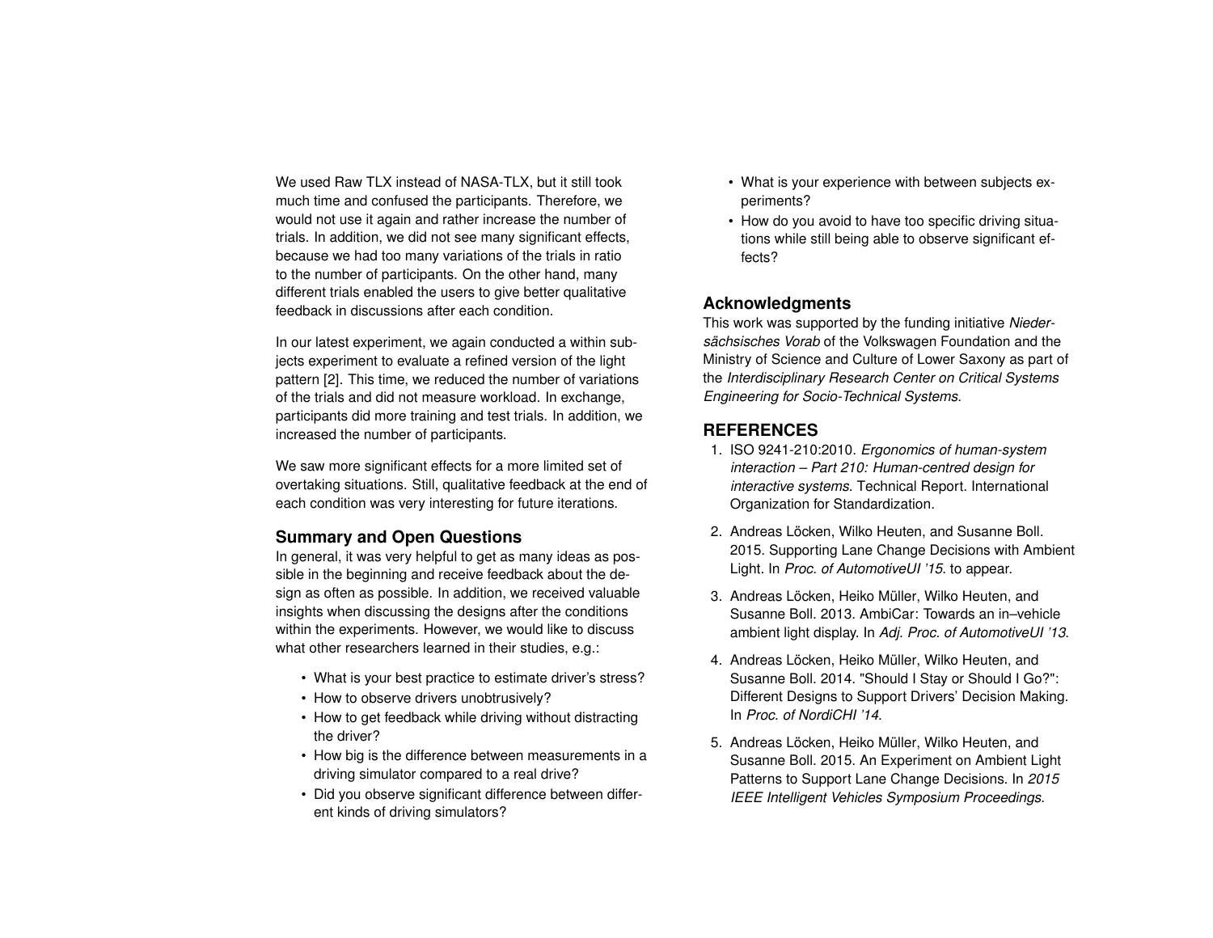We used Raw TLX instead of NASA-TLX, but it still took much time and confused the participants. Therefore, we would not use it again and rather increase the number of trials. In addition, we did not see many significant effects, because we had too many variations of the trials in ratio to the number of participants. On the other hand, many different trials enabled the users to give better qualitative feedback in discussions after each condition.

In our latest experiment, we again conducted a within subjects experiment to evaluate a refined version of the light pattern [2]. This time, we reduced the number of variations of the trials and did not measure workload. In exchange, participants did more training and test trials. In addition, we increased the number of participants.

We saw more significant effects for a more limited set of overtaking situations. Still, qualitative feedback at the end of each condition was very interesting for future iterations.

### Summary and Open Questions

In general, it was very helpful to get as many ideas as possible in the beginning and receive feedback about the design as often as possible. In addition, we received valuable insights when discussing the designs after the conditions within the experiments. However, we would like to discuss what other researchers learned in their studies, e.g.:

- What is your best practice to estimate driver's stress?
- How to observe drivers unobtrusively?
- How to get feedback while driving without distracting the driver?
- How big is the difference between measurements in a driving simulator compared to a real drive?
- Did you observe significant difference between different kinds of driving simulators?
- What is your experience with between subjects experiments?
- How do you avoid to have too specific driving situations while still being able to observe significant effects?

### Acknowledgments

This work was supported by the funding initiative *Niedersächsisches Vorab* of the Volkswagen Foundation and the Ministry of Science and Culture of Lower Saxony as part of the *Interdisciplinary Research Center on Critical Systems Engineering for Socio-Technical Systems*.

## REFERENCES

1. ISO 9241-210:2010. *Ergonomics of human-system interaction – Part 210: Human-centred design for interactive systems.* Technical Report. International Organization for Standardization.
2. Andreas Löcken, Wilko Heuten, and Susanne Boll. 2015. Supporting Lane Change Decisions with Ambient Light. In *Proc. of AutomotiveUI '15*. to appear.
3. Andreas Löcken, Heiko Müller, Wilko Heuten, and Susanne Boll. 2013. AmbiCar: Towards an in–vehicle ambient light display. In *Adj. Proc. of AutomotiveUI '13*.
4. Andreas Löcken, Heiko Müller, Wilko Heuten, and Susanne Boll. 2014. "Should I Stay or Should I Go?": Different Designs to Support Drivers' Decision Making. In *Proc. of NordiCHI '14*.
5. Andreas Löcken, Heiko Müller, Wilko Heuten, and Susanne Boll. 2015. An Experiment on Ambient Light Patterns to Support Lane Change Decisions. In *2015 IEEE Intelligent Vehicles Symposium Proceedings*.